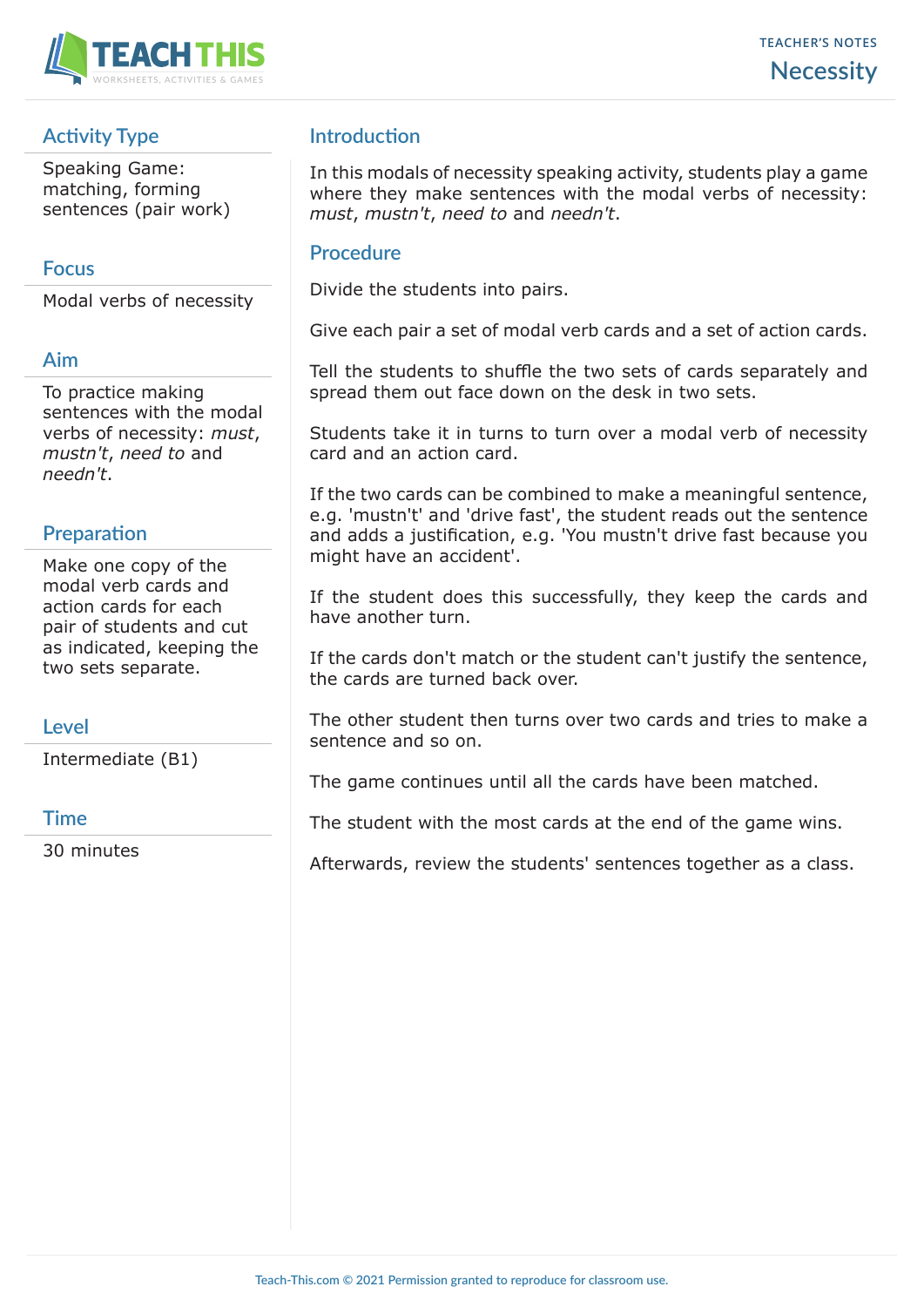# Necessity

TEACHER'S NOTES

## Activity Type

Speaking Game: matching, forming sentences (pair work)

## Focus

Modal verbs of necessity

## Aim

To practice making sentences with the modal verbs of necessity: *must*, *mustn't*, *need to* and *needn't*.

## Preparation

Make one copy of the modal verb cards and action cards for each pair of students and cut as indicated, keeping the two sets separate.

## Level

Intermediate (B1)

## Time

30 minutes

## Introduction

In this modals of necessity speaking activity, students play a game where they make sentences with the modal verbs of necessity: *must*, *mustn't*, *need to* and *needn't*.

## Procedure

Divide the students into pairs.

Give each pair a set of modal verb cards and a set of action cards.

Tell the students to shuffle the two sets of cards separately and spread them out face down on the desk in two sets.

Students take it in turns to turn over a modal verb of necessity card and an action card.

If the two cards can be combined to make a meaningful sentence, e.g. 'mustn't' and 'drive fast', the student reads out the sentence and adds a justification, e.g. 'You mustn't drive fast because you might have an accident'.

If the student does this successfully, they keep the cards and have another turn.

If the cards don't match or the student can't justify the sentence, the cards are turned back over.

The other student then turns over two cards and tries to make a sentence and so on.

The game continues until all the cards have been matched.

The student with the most cards at the end of the game wins.

Afterwards, review the students' sentences together as a class.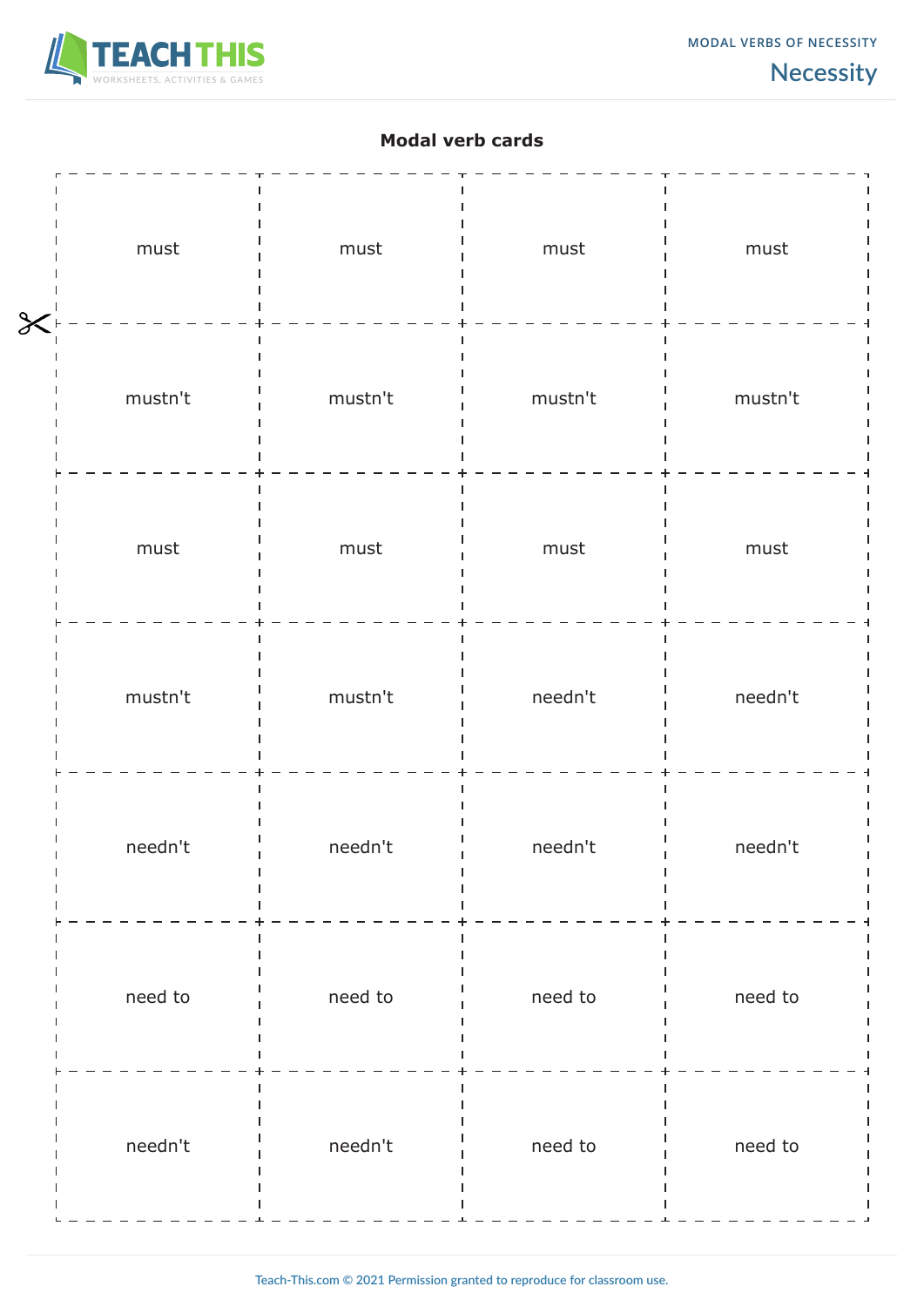## Modal verb cards

| | | | |
|---|---|---|---|
| must | must | must | must |
| mustn't | mustn't | mustn't | mustn't |
| must | must | must | must |
| mustn't | mustn't | needn't | needn't |
| needn't | needn't | needn't | needn't |
| need to | need to | need to | need to |
| needn't | needn't | need to | need to |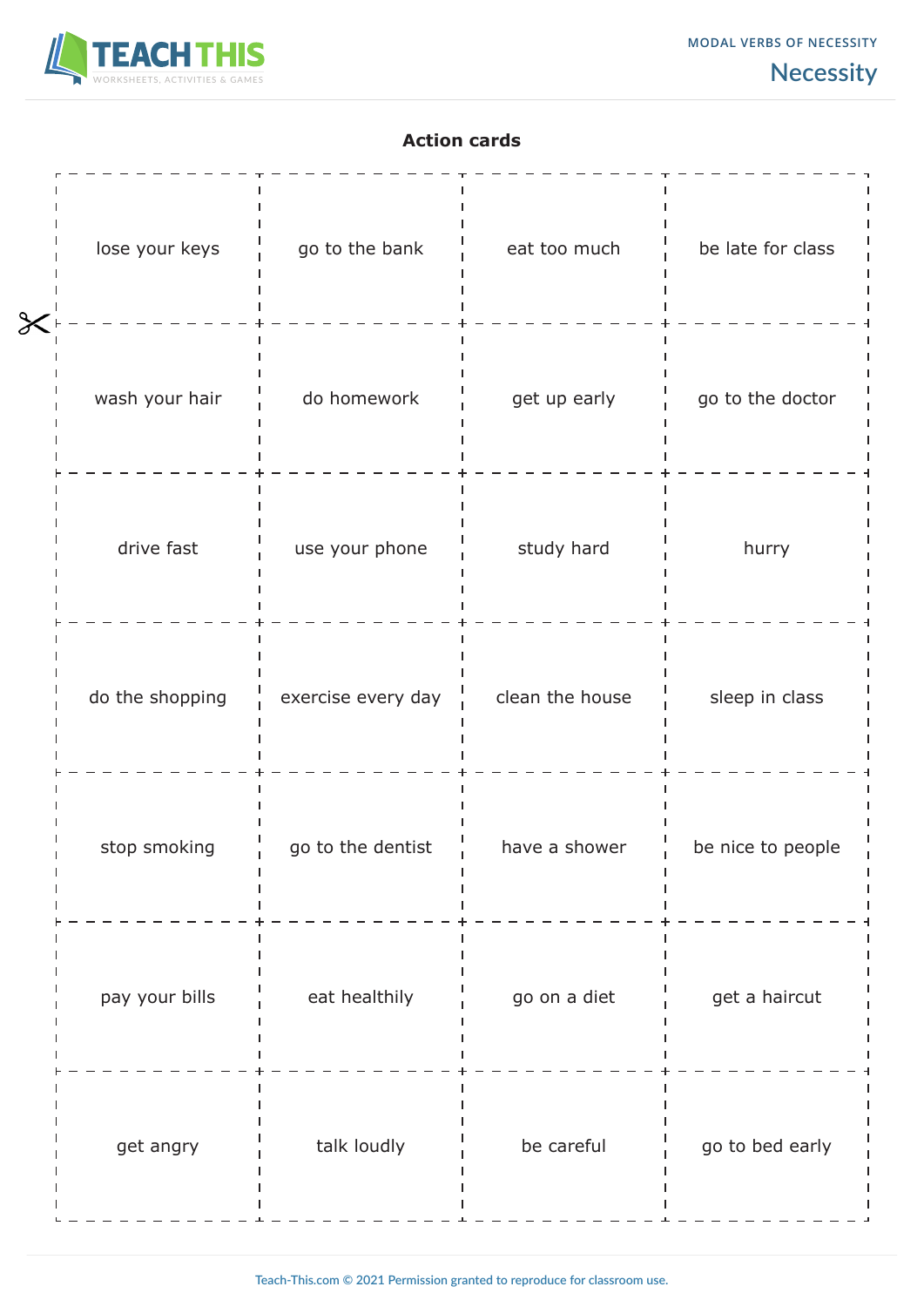## Action cards

| | | | |
|---|---|---|---|
| lose your keys | go to the bank | eat too much | be late for class |
| wash your hair | do homework | get up early | go to the doctor |
| drive fast | use your phone | study hard | hurry |
| do the shopping | exercise every day | clean the house | sleep in class |
| stop smoking | go to the dentist | have a shower | be nice to people |
| pay your bills | eat healthily | go on a diet | get a haircut |
| get angry | talk loudly | be careful | go to bed early |